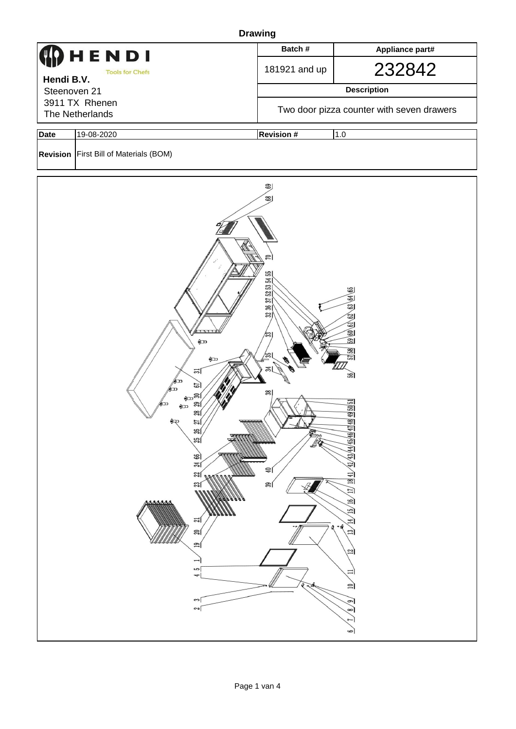# Drawing

| HENDI Tools for Chefs | Batch # | Appliance part# |
|---|---|---|
| **Hendi B.V.** Steenoven 21 3911 TX Rhenen The Netherlands | 181921 and up | 232842 |
| | **Description** | |
| | Two door pizza counter with seven drawers | |

| **Date** | 19-08-2020 | **Revision #** | 1.0 |
|---|---|---|---|
| **Revision** | First Bill of Materials (BOM) | | |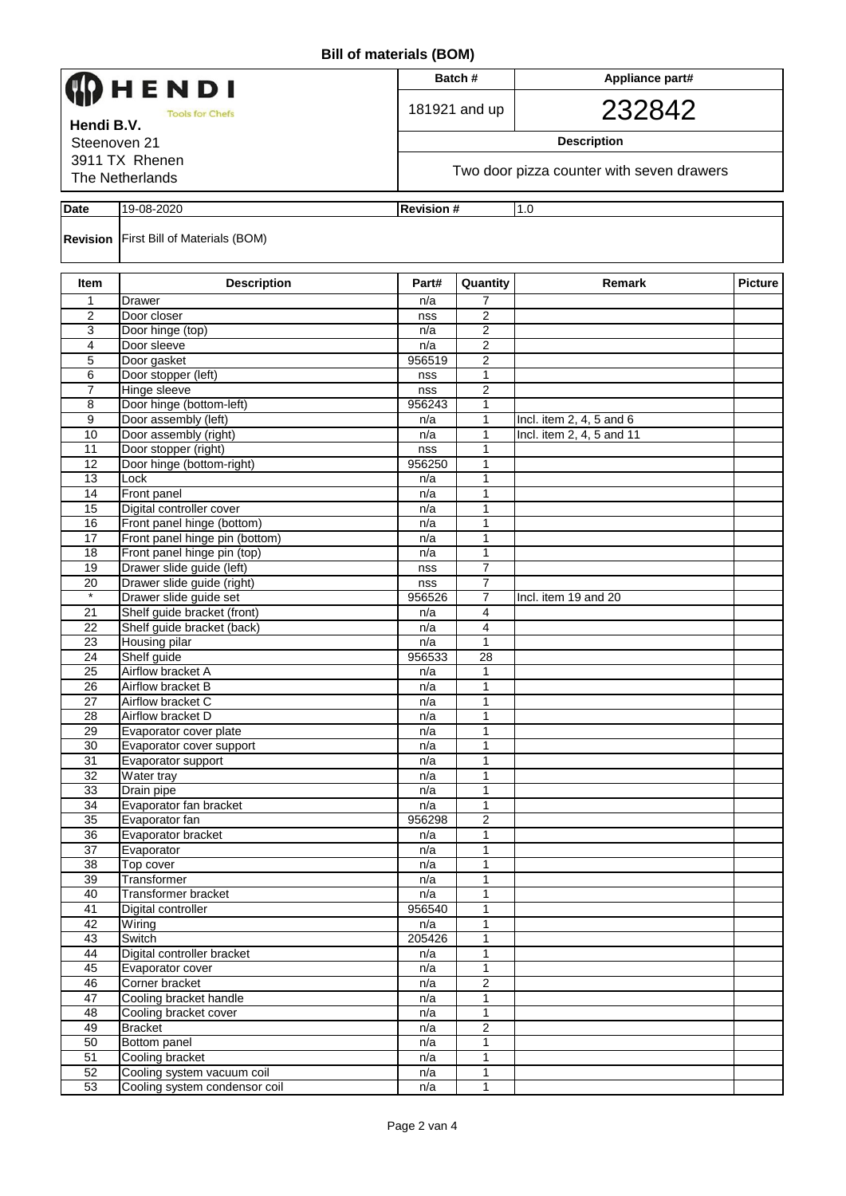# Bill of materials (BOM)

| HENDI Tools for Chefs | Batch # | Appliance part# |
|---|---|---|
| **Hendi B.V.** | 181921 and up | 232842 |
| Steenoven 21 | **Description** | |
| 3911 TX Rhenen | Two door pizza counter with seven drawers | |
| The Netherlands | | |

| **Date** | 19-08-2020 | **Revision #** | 1.0 |
|---|---|---|---|
| **Revision** | First Bill of Materials (BOM) | | |

| Item | Description | Part# | Quantity | Remark | Picture |
|---|---|---|---|---|---|
| 1 | Drawer | n/a | 7 | | |
| 2 | Door closer | nss | 2 | | |
| 3 | Door hinge (top) | n/a | 2 | | |
| 4 | Door sleeve | n/a | 2 | | |
| 5 | Door gasket | 956519 | 2 | | |
| 6 | Door stopper (left) | nss | 1 | | |
| 7 | Hinge sleeve | nss | 2 | | |
| 8 | Door hinge (bottom-left) | 956243 | 1 | | |
| 9 | Door assembly (left) | n/a | 1 | Incl. item 2, 4, 5 and 6 | |
| 10 | Door assembly (right) | n/a | 1 | Incl. item 2, 4, 5 and 11 | |
| 11 | Door stopper (right) | nss | 1 | | |
| 12 | Door hinge (bottom-right) | 956250 | 1 | | |
| 13 | Lock | n/a | 1 | | |
| 14 | Front panel | n/a | 1 | | |
| 15 | Digital controller cover | n/a | 1 | | |
| 16 | Front panel hinge (bottom) | n/a | 1 | | |
| 17 | Front panel hinge pin (bottom) | n/a | 1 | | |
| 18 | Front panel hinge pin (top) | n/a | 1 | | |
| 19 | Drawer slide guide (left) | nss | 7 | | |
| 20 | Drawer slide guide (right) | nss | 7 | | |
| * | Drawer slide guide set | 956526 | 7 | Incl. item 19 and 20 | |
| 21 | Shelf guide bracket (front) | n/a | 4 | | |
| 22 | Shelf guide bracket (back) | n/a | 4 | | |
| 23 | Housing pilar | n/a | 1 | | |
| 24 | Shelf guide | 956533 | 28 | | |
| 25 | Airflow bracket A | n/a | 1 | | |
| 26 | Airflow bracket B | n/a | 1 | | |
| 27 | Airflow bracket C | n/a | 1 | | |
| 28 | Airflow bracket D | n/a | 1 | | |
| 29 | Evaporator cover plate | n/a | 1 | | |
| 30 | Evaporator cover support | n/a | 1 | | |
| 31 | Evaporator support | n/a | 1 | | |
| 32 | Water tray | n/a | 1 | | |
| 33 | Drain pipe | n/a | 1 | | |
| 34 | Evaporator fan bracket | n/a | 1 | | |
| 35 | Evaporator fan | 956298 | 2 | | |
| 36 | Evaporator bracket | n/a | 1 | | |
| 37 | Evaporator | n/a | 1 | | |
| 38 | Top cover | n/a | 1 | | |
| 39 | Transformer | n/a | 1 | | |
| 40 | Transformer bracket | n/a | 1 | | |
| 41 | Digital controller | 956540 | 1 | | |
| 42 | Wiring | n/a | 1 | | |
| 43 | Switch | 205426 | 1 | | |
| 44 | Digital controller bracket | n/a | 1 | | |
| 45 | Evaporator cover | n/a | 1 | | |
| 46 | Corner bracket | n/a | 2 | | |
| 47 | Cooling bracket handle | n/a | 1 | | |
| 48 | Cooling bracket cover | n/a | 1 | | |
| 49 | Bracket | n/a | 2 | | |
| 50 | Bottom panel | n/a | 1 | | |
| 51 | Cooling bracket | n/a | 1 | | |
| 52 | Cooling system vacuum coil | n/a | 1 | | |
| 53 | Cooling system condensor coil | n/a | 1 | | |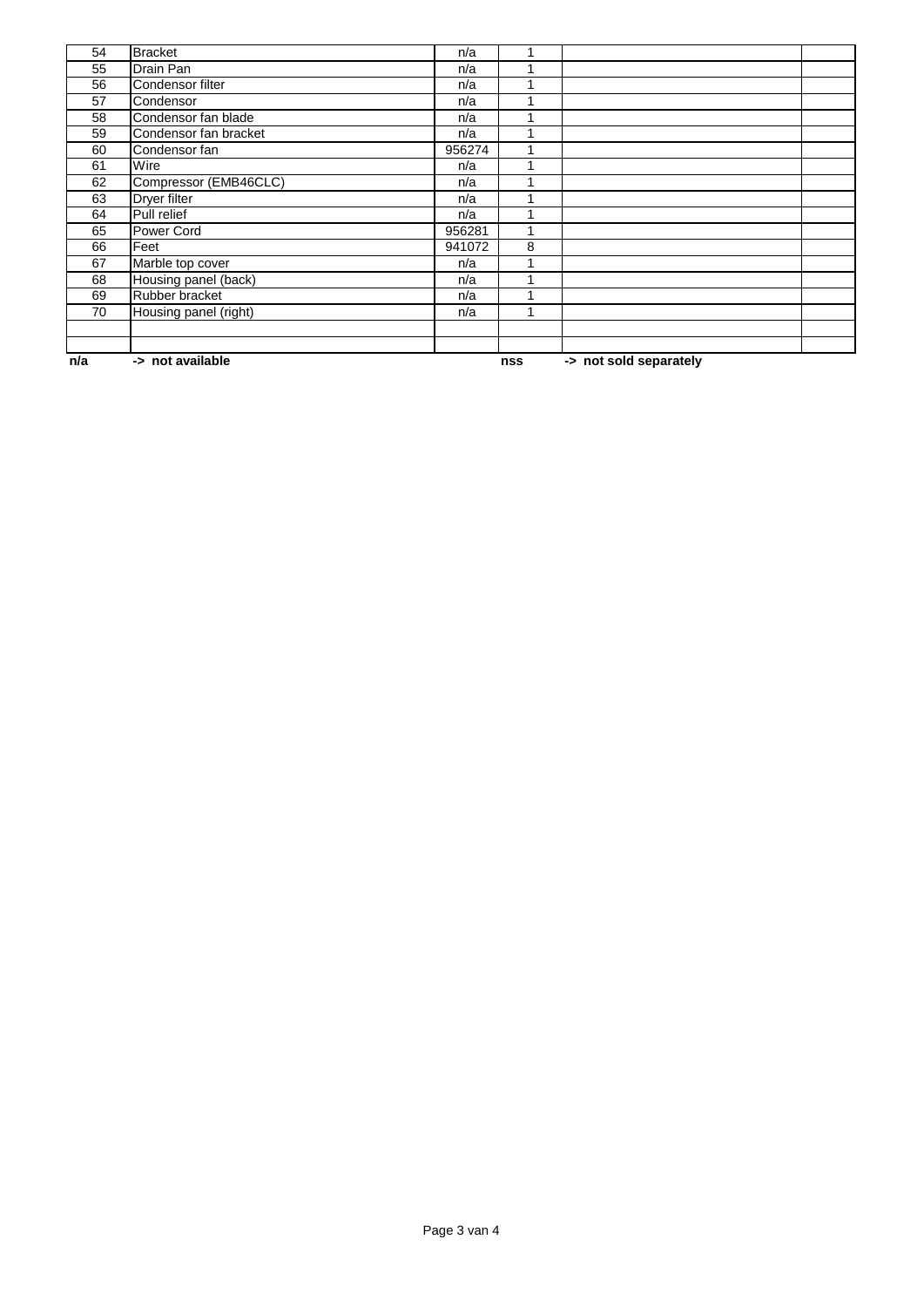| | | | | | |
|---|---|---|---|---|---|
| 54 | Bracket | n/a | 1 | | |
| 55 | Drain Pan | n/a | 1 | | |
| 56 | Condensor filter | n/a | 1 | | |
| 57 | Condensor | n/a | 1 | | |
| 58 | Condensor fan blade | n/a | 1 | | |
| 59 | Condensor fan bracket | n/a | 1 | | |
| 60 | Condensor fan | 956274 | 1 | | |
| 61 | Wire | n/a | 1 | | |
| 62 | Compressor (EMB46CLC) | n/a | 1 | | |
| 63 | Dryer filter | n/a | 1 | | |
| 64 | Pull relief | n/a | 1 | | |
| 65 | Power Cord | 956281 | 1 | | |
| 66 | Feet | 941072 | 8 | | |
| 67 | Marble top cover | n/a | 1 | | |
| 68 | Housing panel (back) | n/a | 1 | | |
| 69 | Rubber bracket | n/a | 1 | | |
| 70 | Housing panel (right) | n/a | 1 | | |
| | | | | | |
| | | | | | |

**n/a** **-> not available** **nss** **-> not sold separately**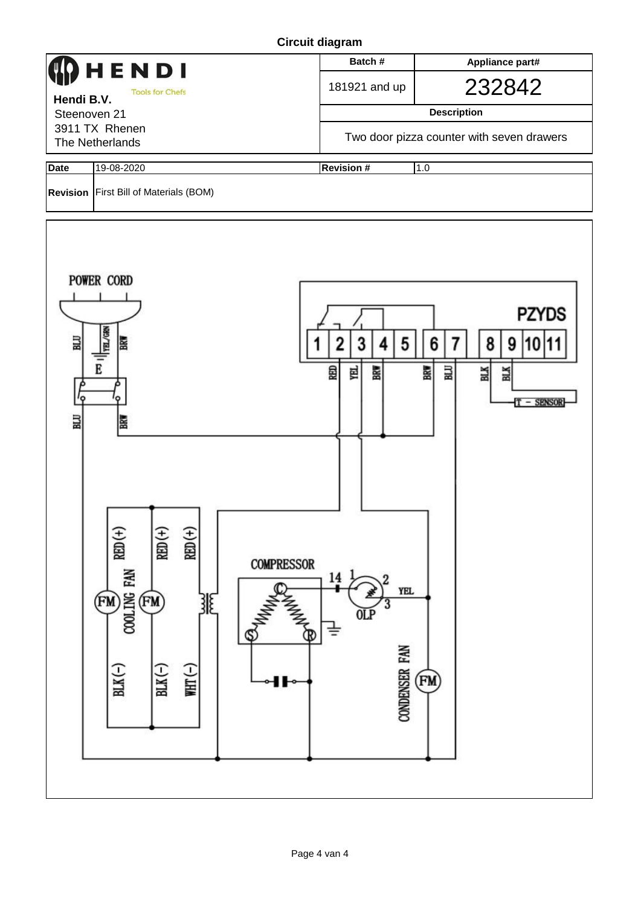## Circuit diagram

| | | |
|---|---|---|
| **HENDI** Tools for Chefs | **Batch #** | **Appliance part#** |
| **Hendi B.V.** Steenoven 21 3911 TX Rhenen The Netherlands | 181921 and up | 232842 |
| | **Description** | |
| | Two door pizza counter with seven drawers | |

| | | | |
|---|---|---|---|
| **Date** | 19-08-2020 | **Revision #** | 1.0 |
| **Revision** | First Bill of Materials (BOM) | | |

POWER CORD

BLU

YEL/GRN

BRW

E

BLU

BRW

PZYDS

1 2 3 4 5 6 7 8 9 10 11

RED YEL BRW BRW BLU BLK BLK

T - SENSOR

RED (+) RED (+) RED (+)

FM COOLING FAN FM

BLK (-) BLK (-) WHT (-)

COMPRESSOR

C S R

14 1 2 3

YEL

OLP

CONDENSER FAN

FM